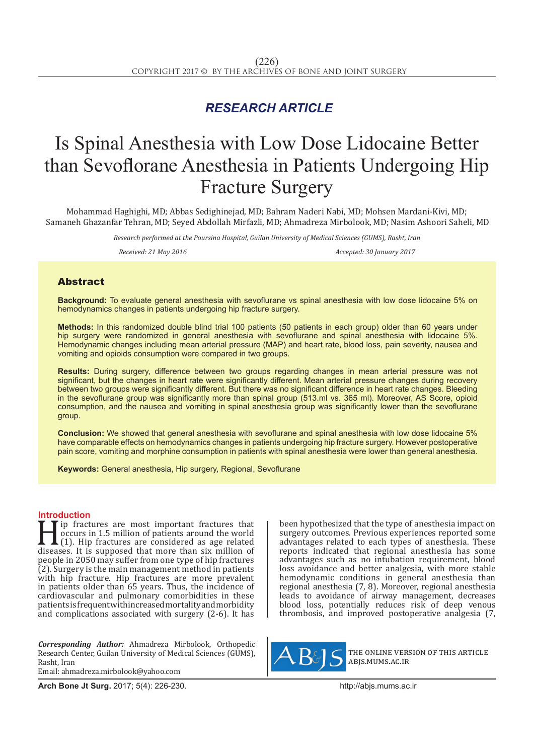*RESEARCH ARTICLE*

# Is Spinal Anesthesia with Low Dose Lidocaine Better than Sevoflorane Anesthesia in Patients Undergoing Hip Fracture Surgery

Mohammad Haghighi, MD; Abbas Sedighinejad, MD; Bahram Naderi Nabi, MD; Mohsen Mardani-Kivi, MD; Samaneh Ghazanfar Tehran, MD; Seyed Abdollah Mirfazli, MD; Ahmadreza Mirbolook, MD; Nasim Ashoori Saheli, MD

*Research performed at the Poursina Hospital, Guilan University of Medical Sciences (GUMS), Rasht, Iran*

*Received: 21 May 2016* *Accepted: 30 January 2017*

## Abstract

**Background:** To evaluate general anesthesia with sevoflurane vs spinal anesthesia with low dose lidocaine 5% on hemodynamics changes in patients undergoing hip fracture surgery.

**Methods:** In this randomized double blind trial 100 patients (50 patients in each group) older than 60 years under hip surgery were randomized in general anesthesia with sevoflurane and spinal anesthesia with lidocaine 5%. Hemodynamic changes including mean arterial pressure (MAP) and heart rate, blood loss, pain severity, nausea and vomiting and opioids consumption were compared in two groups.

**Results:** During surgery, difference between two groups regarding changes in mean arterial pressure was not significant, but the changes in heart rate were significantly different. Mean arterial pressure changes during recovery between two groups were significantly different. But there was no significant difference in heart rate changes. Bleeding in the sevoflurane group was significantly more than spinal group (513.ml vs. 365 ml). Moreover, AS Score, opioid consumption, and the nausea and vomiting in spinal anesthesia group was significantly lower than the sevoflurane group.

**Conclusion:** We showed that general anesthesia with sevoflurane and spinal anesthesia with low dose lidocaine 5% have comparable effects on hemodynamics changes in patients undergoing hip fracture surgery. However postoperative pain score, vomiting and morphine consumption in patients with spinal anesthesia were lower than general anesthesia.

**Keywords:** General anesthesia, Hip surgery, Regional, Sevoflurane

## Introduction

Hip fractures are most important fractures that occurs in 1.5 million of patients around the world (1). Hip fractures are considered as age related diseases. It is supposed that more than six million of people in 2050 may suffer from one type of hip fractures (2). Surgery is the main management method in patients with hip fracture. Hip fractures are more prevalent in patients older than 65 years. Thus, the incidence of cardiovascular and pulmonary comorbidities in these patients is frequent with increased mortality and morbidity and complications associated with surgery (2-6). It has been hypothesized that the type of anesthesia impact on surgery outcomes. Previous experiences reported some advantages related to each types of anesthesia. These reports indicated that regional anesthesia has some advantages such as no intubation requirement, blood loss avoidance and better analgesia, with more stable hemodynamic conditions in general anesthesia than regional anesthesia (7, 8). Moreover, regional anesthesia leads to avoidance of airway management, decreases blood loss, potentially reduces risk of deep venous thrombosis, and improved postoperative analgesia (7,

*Corresponding Author:* Ahmadreza Mirbolook, Orthopedic Research Center, Guilan University of Medical Sciences (GUMS), Rasht, Iran
Email: ahmadreza.mirbolook@yahoo.com

THE ONLINE VERSION OF THIS ARTICLE ABJS.MUMS.AC.IR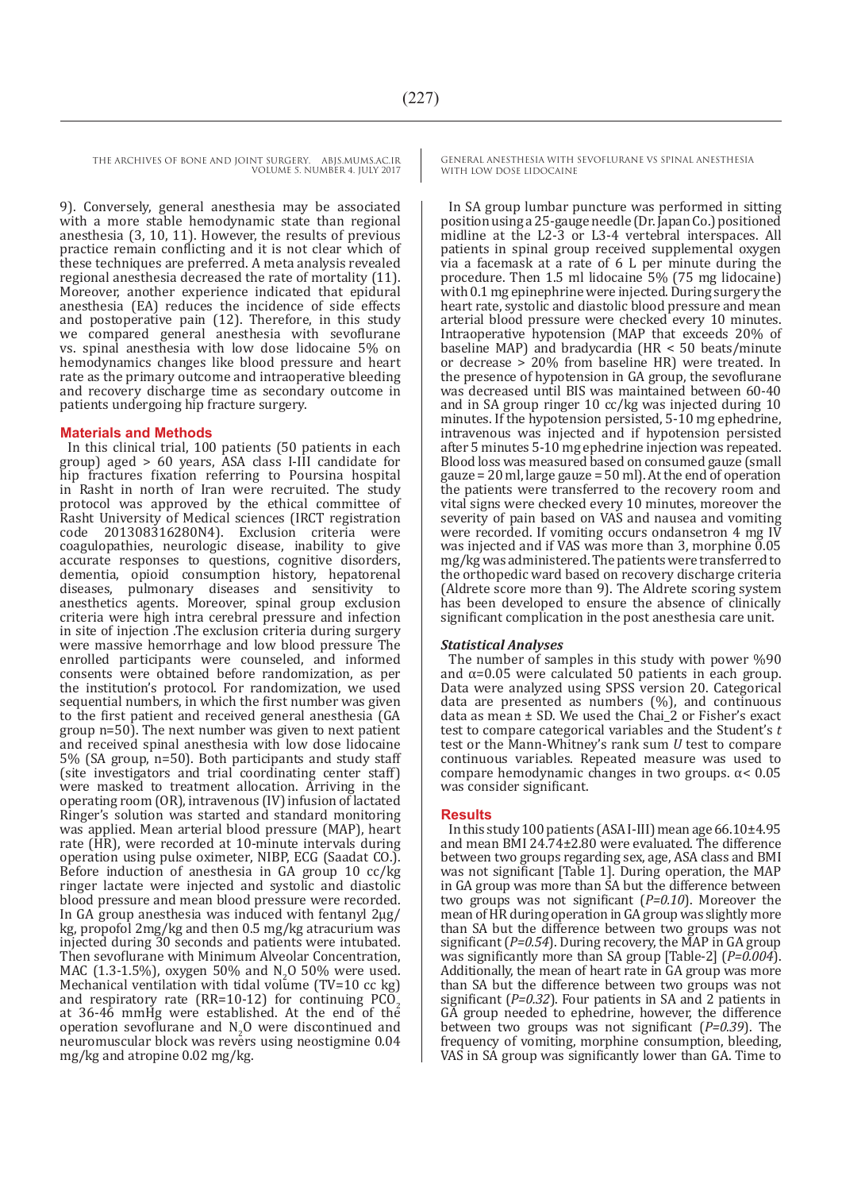9). Conversely, general anesthesia may be associated with a more stable hemodynamic state than regional anesthesia (3, 10, 11). However, the results of previous practice remain conflicting and it is not clear which of these techniques are preferred. A meta analysis revealed regional anesthesia decreased the rate of mortality (11). Moreover, another experience indicated that epidural anesthesia (EA) reduces the incidence of side effects and postoperative pain (12). Therefore, in this study we compared general anesthesia with sevoflurane vs. spinal anesthesia with low dose lidocaine 5% on hemodynamics changes like blood pressure and heart rate as the primary outcome and intraoperative bleeding and recovery discharge time as secondary outcome in patients undergoing hip fracture surgery.

## Materials and Methods

In this clinical trial, 100 patients (50 patients in each group) aged > 60 years, ASA class I-III candidate for hip fractures fixation referring to Poursina hospital in Rasht in north of Iran were recruited. The study protocol was approved by the ethical committee of Rasht University of Medical sciences (IRCT registration code 201308316280N4). Exclusion criteria were coagulopathies, neurologic disease, inability to give accurate responses to questions, cognitive disorders, dementia, opioid consumption history, hepatorenal diseases, pulmonary diseases and sensitivity to anesthetics agents. Moreover, spinal group exclusion criteria were high intra cerebral pressure and infection in site of injection .The exclusion criteria during surgery were massive hemorrhage and low blood pressure The enrolled participants were counseled, and informed consents were obtained before randomization, as per the institution's protocol. For randomization, we used sequential numbers, in which the first number was given to the first patient and received general anesthesia (GA group n=50). The next number was given to next patient and received spinal anesthesia with low dose lidocaine 5% (SA group, n=50). Both participants and study staff (site investigators and trial coordinating center staff) were masked to treatment allocation. Arriving in the operating room (OR), intravenous (IV) infusion of lactated Ringer's solution was started and standard monitoring was applied. Mean arterial blood pressure (MAP), heart rate (HR), were recorded at 10-minute intervals during operation using pulse oximeter, NIBP, ECG (Saadat CO.). Before induction of anesthesia in GA group 10 cc/kg ringer lactate were injected and systolic and diastolic blood pressure and mean blood pressure were recorded. In GA group anesthesia was induced with fentanyl 2μg/kg, propofol 2mg/kg and then 0.5 mg/kg atracurium was injected during 30 seconds and patients were intubated. Then sevoflurane with Minimum Alveolar Concentration, MAC (1.3-1.5%), oxygen 50% and $N_2O$ 50% were used. Mechanical ventilation with tidal volume (TV=10 cc kg) and respiratory rate (RR=10-12) for continuing $PCO_2$ at 36-46 mmHg were established. At the end of the operation sevoflurane and $N_2O$ were discontinued and neuromuscular block was revers using neostigmine 0.04 mg/kg and atropine 0.02 mg/kg.

In SA group lumbar puncture was performed in sitting position using a 25-gauge needle (Dr. Japan Co.) positioned midline at the L2-3 or L3-4 vertebral interspaces. All patients in spinal group received supplemental oxygen via a facemask at a rate of 6 L per minute during the procedure. Then 1.5 ml lidocaine 5% (75 mg lidocaine) with 0.1 mg epinephrine were injected. During surgery the heart rate, systolic and diastolic blood pressure and mean arterial blood pressure were checked every 10 minutes. Intraoperative hypotension (MAP that exceeds 20% of baseline MAP) and bradycardia (HR < 50 beats/minute or decrease > 20% from baseline HR) were treated. In the presence of hypotension in GA group, the sevoflurane was decreased until BIS was maintained between 60-40 and in SA group ringer 10 cc/kg was injected during 10 minutes. If the hypotension persisted, 5-10 mg ephedrine, intravenous was injected and if hypotension persisted after 5 minutes 5-10 mg ephedrine injection was repeated. Blood loss was measured based on consumed gauze (small gauze = 20 ml, large gauze = 50 ml). At the end of operation the patients were transferred to the recovery room and vital signs were checked every 10 minutes, moreover the severity of pain based on VAS and nausea and vomiting were recorded. If vomiting occurs ondansetron 4 mg IV was injected and if VAS was more than 3, morphine 0.05 mg/kg was administered. The patients were transferred to the orthopedic ward based on recovery discharge criteria (Aldrete score more than 9). The Aldrete scoring system has been developed to ensure the absence of clinically significant complication in the post anesthesia care unit.

### *Statistical Analyses*

The number of samples in this study with power %90 and α=0.05 were calculated 50 patients in each group. Data were analyzed using SPSS version 20. Categorical data are presented as numbers (%), and continuous data as mean ± SD. We used the Chai_2 or Fisher's exact test to compare categorical variables and the Student's *t* test or the Mann-Whitney's rank sum *U* test to compare continuous variables. Repeated measure was used to compare hemodynamic changes in two groups. α< 0.05 was consider significant.

## Results

In this study 100 patients (ASA I-III) mean age 66.10±4.95 and mean BMI 24.74±2.80 were evaluated. The difference between two groups regarding sex, age, ASA class and BMI was not significant [Table 1]. During operation, the MAP in GA group was more than SA but the difference between two groups was not significant (*P=0.10*). Moreover the mean of HR during operation in GA group was slightly more than SA but the difference between two groups was not significant (*P=0.54*). During recovery, the MAP in GA group was significantly more than SA group [Table-2] (*P=0.004*). Additionally, the mean of heart rate in GA group was more than SA but the difference between two groups was not significant (*P=0.32*). Four patients in SA and 2 patients in GA group needed to ephedrine, however, the difference between two groups was not significant (*P=0.39*). The frequency of vomiting, morphine consumption, bleeding, VAS in SA group was significantly lower than GA. Time to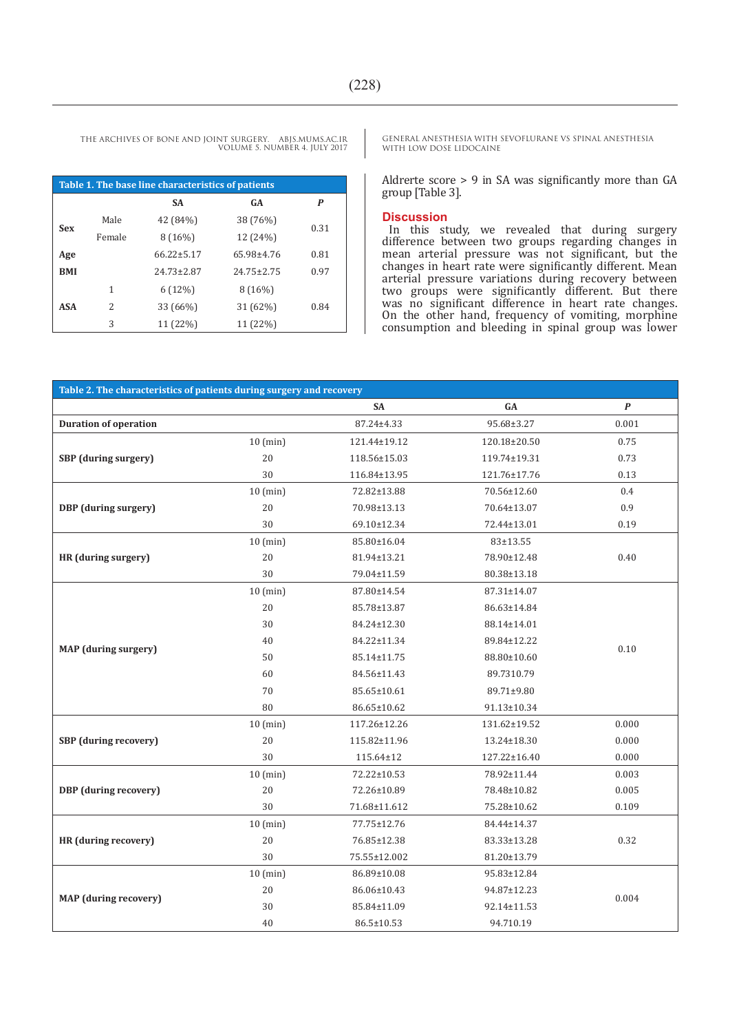**Table 1. The base line characteristics of patients**

| | | SA | GA | *P* |
|---|---|---|---|---|
| Sex | Male | 42 (84%) | 38 (76%) | 0.31 |
| | Female | 8 (16%) | 12 (24%) | |
| Age | | 66.22±5.17 | 65.98±4.76 | 0.81 |
| BMI | | 24.73±2.87 | 24.75±2.75 | 0.97 |
| ASA | 1 | 6 (12%) | 8 (16%) | 0.84 |
| | 2 | 33 (66%) | 31 (62%) | |
| | 3 | 11 (22%) | 11 (22%) | |

Aldrerte score > 9 in SA was significantly more than GA group [Table 3].

## Discussion

In this study, we revealed that during surgery difference between two groups regarding changes in mean arterial pressure was not significant, but the changes in heart rate were significantly different. Mean arterial pressure variations during recovery between two groups were significantly different. But there was no significant difference in heart rate changes. On the other hand, frequency of vomiting, morphine consumption and bleeding in spinal group was lower

**Table 2. The characteristics of patients during surgery and recovery**

| | | SA | GA | *P* |
|---|---|---|---|---|
| **Duration of operation** | | 87.24±4.33 | 95.68±3.27 | 0.001 |
| **SBP (during surgery)** | 10 (min) | 121.44±19.12 | 120.18±20.50 | 0.75 |
| | 20 | 118.56±15.03 | 119.74±19.31 | 0.73 |
| | 30 | 116.84±13.95 | 121.76±17.76 | 0.13 |
| **DBP (during surgery)** | 10 (min) | 72.82±13.88 | 70.56±12.60 | 0.4 |
| | 20 | 70.98±13.13 | 70.64±13.07 | 0.9 |
| | 30 | 69.10±12.34 | 72.44±13.01 | 0.19 |
| **HR (during surgery)** | 10 (min) | 85.80±16.04 | 83±13.55 | 0.40 |
| | 20 | 81.94±13.21 | 78.90±12.48 | |
| | 30 | 79.04±11.59 | 80.38±13.18 | |
| **MAP (during surgery)** | 10 (min) | 87.80±14.54 | 87.31±14.07 | 0.10 |
| | 20 | 85.78±13.87 | 86.63±14.84 | |
| | 30 | 84.24±12.30 | 88.14±14.01 | |
| | 40 | 84.22±11.34 | 89.84±12.22 | |
| | 50 | 85.14±11.75 | 88.80±10.60 | |
| | 60 | 84.56±11.43 | 89.7310.79 | |
| | 70 | 85.65±10.61 | 89.71±9.80 | |
| | 80 | 86.65±10.62 | 91.13±10.34 | |
| **SBP (during recovery)** | 10 (min) | 117.26±12.26 | 131.62±19.52 | 0.000 |
| | 20 | 115.82±11.96 | 13.24±18.30 | 0.000 |
| | 30 | 115.64±12 | 127.22±16.40 | 0.000 |
| **DBP (during recovery)** | 10 (min) | 72.22±10.53 | 78.92±11.44 | 0.003 |
| | 20 | 72.26±10.89 | 78.48±10.82 | 0.005 |
| | 30 | 71.68±11.612 | 75.28±10.62 | 0.109 |
| **HR (during recovery)** | 10 (min) | 77.75±12.76 | 84.44±14.37 | 0.32 |
| | 20 | 76.85±12.38 | 83.33±13.28 | |
| | 30 | 75.55±12.002 | 81.20±13.79 | |
| **MAP (during recovery)** | 10 (min) | 86.89±10.08 | 95.83±12.84 | 0.004 |
| | 20 | 86.06±10.43 | 94.87±12.23 | |
| | 30 | 85.84±11.09 | 92.14±11.53 | |
| | 40 | 86.5±10.53 | 94.710.19 | |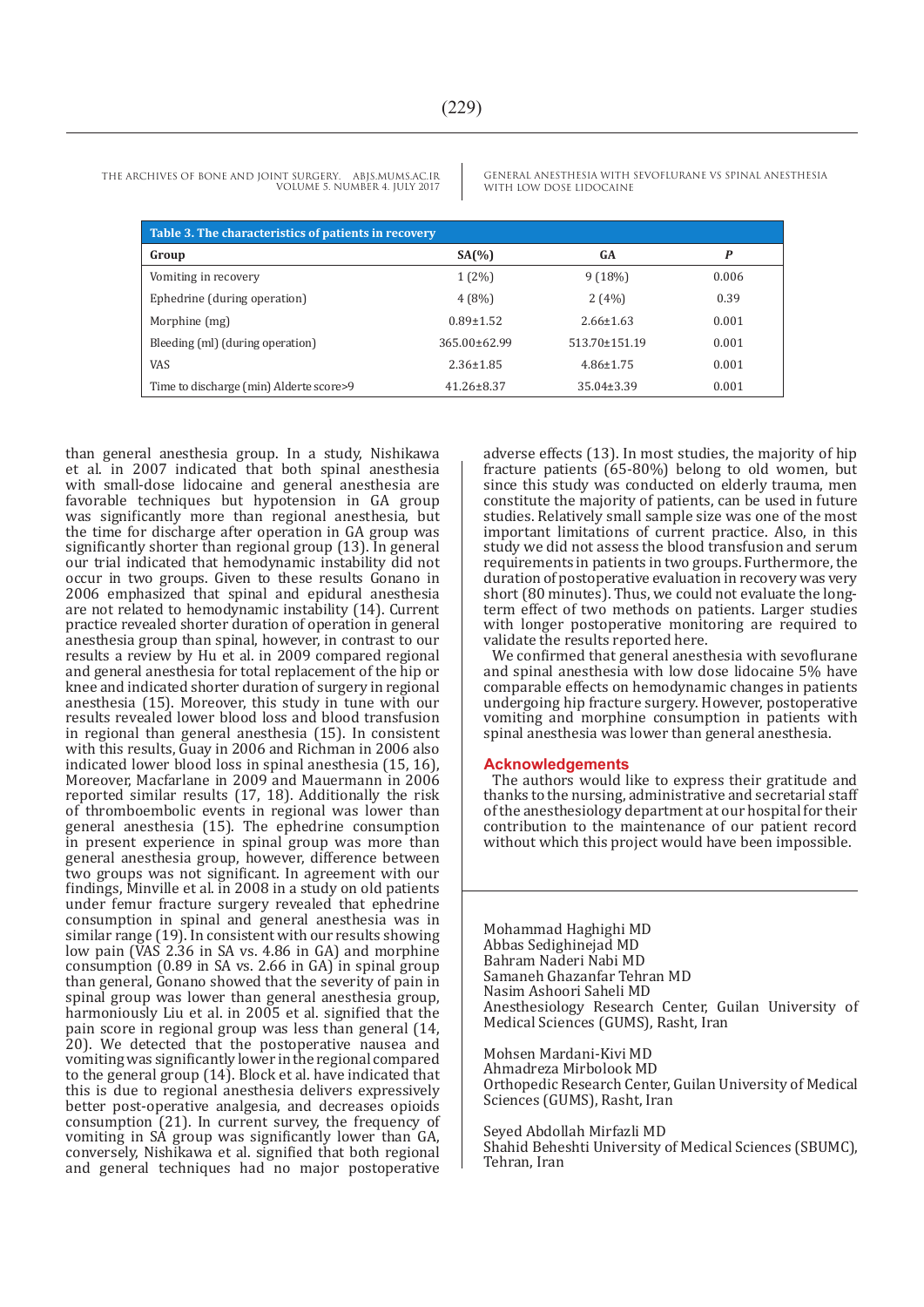**Table 3. The characteristics of patients in recovery**

| Group | SA(%) | GA | *P* |
|---|---|---|---|
| Vomiting in recovery | 1 (2%) | 9 (18%) | 0.006 |
| Ephedrine (during operation) | 4 (8%) | 2 (4%) | 0.39 |
| Morphine (mg) | 0.89±1.52 | 2.66±1.63 | 0.001 |
| Bleeding (ml) (during operation) | 365.00±62.99 | 513.70±151.19 | 0.001 |
| VAS | 2.36±1.85 | 4.86±1.75 | 0.001 |
| Time to discharge (min) Alderte score>9 | 41.26±8.37 | 35.04±3.39 | 0.001 |

than general anesthesia group. In a study, Nishikawa et al. in 2007 indicated that both spinal anesthesia with small-dose lidocaine and general anesthesia are favorable techniques but hypotension in GA group was significantly more than regional anesthesia, but the time for discharge after operation in GA group was significantly shorter than regional group (13). In general our trial indicated that hemodynamic instability did not occur in two groups. Given to these results Gonano in 2006 emphasized that spinal and epidural anesthesia are not related to hemodynamic instability (14). Current practice revealed shorter duration of operation in general anesthesia group than spinal, however, in contrast to our results a review by Hu et al. in 2009 compared regional and general anesthesia for total replacement of the hip or knee and indicated shorter duration of surgery in regional anesthesia (15). Moreover, this study in tune with our results revealed lower blood loss and blood transfusion in regional than general anesthesia (15). In consistent with this results, Guay in 2006 and Richman in 2006 also indicated lower blood loss in spinal anesthesia (15, 16), Moreover, Macfarlane in 2009 and Mauermann in 2006 reported similar results (17, 18). Additionally the risk of thromboembolic events in regional was lower than general anesthesia (15). The ephedrine consumption in present experience in spinal group was more than general anesthesia group, however, difference between two groups was not significant. In agreement with our findings, Minville et al. in 2008 in a study on old patients under femur fracture surgery revealed that ephedrine consumption in spinal and general anesthesia was in similar range (19). In consistent with our results showing low pain (VAS 2.36 in SA vs. 4.86 in GA) and morphine consumption (0.89 in SA vs. 2.66 in GA) in spinal group than general, Gonano showed that the severity of pain in spinal group was lower than general anesthesia group, harmoniously Liu et al. in 2005 et al. signified that the pain score in regional group was less than general (14, 20). We detected that the postoperative nausea and vomiting was significantly lower in the regional compared to the general group (14). Block et al. have indicated that this is due to regional anesthesia delivers expressively better post-operative analgesia, and decreases opioids consumption (21). In current survey, the frequency of vomiting in SA group was significantly lower than GA, conversely, Nishikawa et al. signified that both regional and general techniques had no major postoperative adverse effects (13). In most studies, the majority of hip fracture patients (65-80%) belong to old women, but since this study was conducted on elderly trauma, men constitute the majority of patients, can be used in future studies. Relatively small sample size was one of the most important limitations of current practice. Also, in this study we did not assess the blood transfusion and serum requirements in patients in two groups. Furthermore, the duration of postoperative evaluation in recovery was very short (80 minutes). Thus, we could not evaluate the long-term effect of two methods on patients. Larger studies with longer postoperative monitoring are required to validate the results reported here.

We confirmed that general anesthesia with sevoflurane and spinal anesthesia with low dose lidocaine 5% have comparable effects on hemodynamic changes in patients undergoing hip fracture surgery. However, postoperative vomiting and morphine consumption in patients with spinal anesthesia was lower than general anesthesia.

## Acknowledgements

The authors would like to express their gratitude and thanks to the nursing, administrative and secretarial staff of the anesthesiology department at our hospital for their contribution to the maintenance of our patient record without which this project would have been impossible.

Mohammad Haghighi MD
Abbas Sedighinejad MD
Bahram Naderi Nabi MD
Samaneh Ghazanfar Tehran MD
Nasim Ashoori Saheli MD
Anesthesiology Research Center, Guilan University of Medical Sciences (GUMS), Rasht, Iran

Mohsen Mardani-Kivi MD
Ahmadreza Mirbolook MD
Orthopedic Research Center, Guilan University of Medical Sciences (GUMS), Rasht, Iran

Seyed Abdollah Mirfazli MD
Shahid Beheshti University of Medical Sciences (SBUMC), Tehran, Iran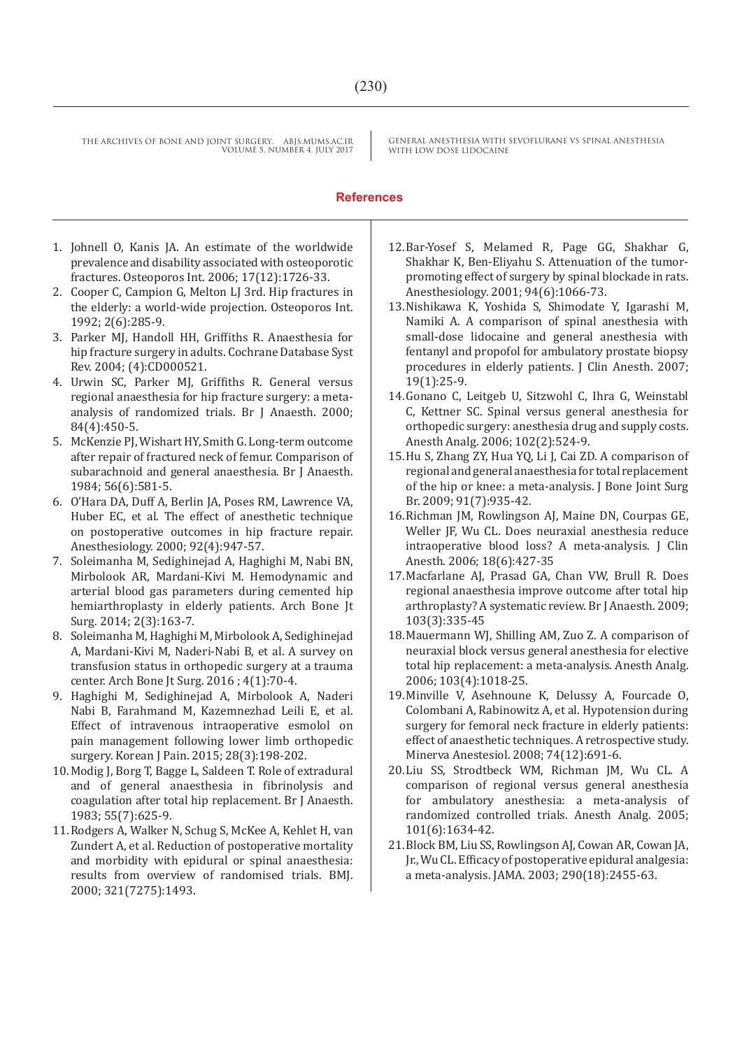## References

1. Johnell O, Kanis JA. An estimate of the worldwide prevalence and disability associated with osteoporotic fractures. Osteoporos Int. 2006; 17(12):1726-33.
2. Cooper C, Campion G, Melton LJ 3rd. Hip fractures in the elderly: a world-wide projection. Osteoporos Int. 1992; 2(6):285-9.
3. Parker MJ, Handoll HH, Griffiths R. Anaesthesia for hip fracture surgery in adults. Cochrane Database Syst Rev. 2004; (4):CD000521.
4. Urwin SC, Parker MJ, Griffiths R. General versus regional anaesthesia for hip fracture surgery: a meta-analysis of randomized trials. Br J Anaesth. 2000; 84(4):450-5.
5. McKenzie PJ, Wishart HY, Smith G. Long-term outcome after repair of fractured neck of femur. Comparison of subarachnoid and general anaesthesia. Br J Anaesth. 1984; 56(6):581-5.
6. O'Hara DA, Duff A, Berlin JA, Poses RM, Lawrence VA, Huber EC, et al. The effect of anesthetic technique on postoperative outcomes in hip fracture repair. Anesthesiology. 2000; 92(4):947-57.
7. Soleimanha M, Sedighinejad A, Haghighi M, Nabi BN, Mirbolook AR, Mardani-Kivi M. Hemodynamic and arterial blood gas parameters during cemented hip hemiarthroplasty in elderly patients. Arch Bone Jt Surg. 2014; 2(3):163-7.
8. Soleimanha M, Haghighi M, Mirbolook A, Sedighinejad A, Mardani-Kivi M, Naderi-Nabi B, et al. A survey on transfusion status in orthopedic surgery at a trauma center. Arch Bone Jt Surg. 2016 ; 4(1):70-4.
9. Haghighi M, Sedighinejad A, Mirbolook A, Naderi Nabi B, Farahmand M, Kazemnezhad Leili E, et al. Effect of intravenous intraoperative esmolol on pain management following lower limb orthopedic surgery. Korean J Pain. 2015; 28(3):198-202.
10. Modig J, Borg T, Bagge L, Saldeen T. Role of extradural and of general anaesthesia in fibrinolysis and coagulation after total hip replacement. Br J Anaesth. 1983; 55(7):625-9.
11. Rodgers A, Walker N, Schug S, McKee A, Kehlet H, van Zundert A, et al. Reduction of postoperative mortality and morbidity with epidural or spinal anaesthesia: results from overview of randomised trials. BMJ. 2000; 321(7275):1493.
12. Bar-Yosef S, Melamed R, Page GG, Shakhar G, Shakhar K, Ben-Eliyahu S. Attenuation of the tumor-promoting effect of surgery by spinal blockade in rats. Anesthesiology. 2001; 94(6):1066-73.
13. Nishikawa K, Yoshida S, Shimodate Y, Igarashi M, Namiki A. A comparison of spinal anesthesia with small-dose lidocaine and general anesthesia with fentanyl and propofol for ambulatory prostate biopsy procedures in elderly patients. J Clin Anesth. 2007; 19(1):25-9.
14. Gonano C, Leitgeb U, Sitzwohl C, Ihra G, Weinstabl C, Kettner SC. Spinal versus general anesthesia for orthopedic surgery: anesthesia drug and supply costs. Anesth Analg. 2006; 102(2):524-9.
15. Hu S, Zhang ZY, Hua YQ, Li J, Cai ZD. A comparison of regional and general anaesthesia for total replacement of the hip or knee: a meta-analysis. J Bone Joint Surg Br. 2009; 91(7):935-42.
16. Richman JM, Rowlingson AJ, Maine DN, Courpas GE, Weller JF, Wu CL. Does neuraxial anesthesia reduce intraoperative blood loss? A meta-analysis. J Clin Anesth. 2006; 18(6):427-35
17. Macfarlane AJ, Prasad GA, Chan VW, Brull R. Does regional anaesthesia improve outcome after total hip arthroplasty? A systematic review. Br J Anaesth. 2009; 103(3):335-45
18. Mauermann WJ, Shilling AM, Zuo Z. A comparison of neuraxial block versus general anesthesia for elective total hip replacement: a meta-analysis. Anesth Analg. 2006; 103(4):1018-25.
19. Minville V, Asehnoune K, Delussy A, Fourcade O, Colombani A, Rabinowitz A, et al. Hypotension during surgery for femoral neck fracture in elderly patients: effect of anaesthetic techniques. A retrospective study. Minerva Anestesiol. 2008; 74(12):691-6.
20. Liu SS, Strodtbeck WM, Richman JM, Wu CL. A comparison of regional versus general anesthesia for ambulatory anesthesia: a meta-analysis of randomized controlled trials. Anesth Analg. 2005; 101(6):1634-42.
21. Block BM, Liu SS, Rowlingson AJ, Cowan AR, Cowan JA, Jr., Wu CL. Efficacy of postoperative epidural analgesia: a meta-analysis. JAMA. 2003; 290(18):2455-63.